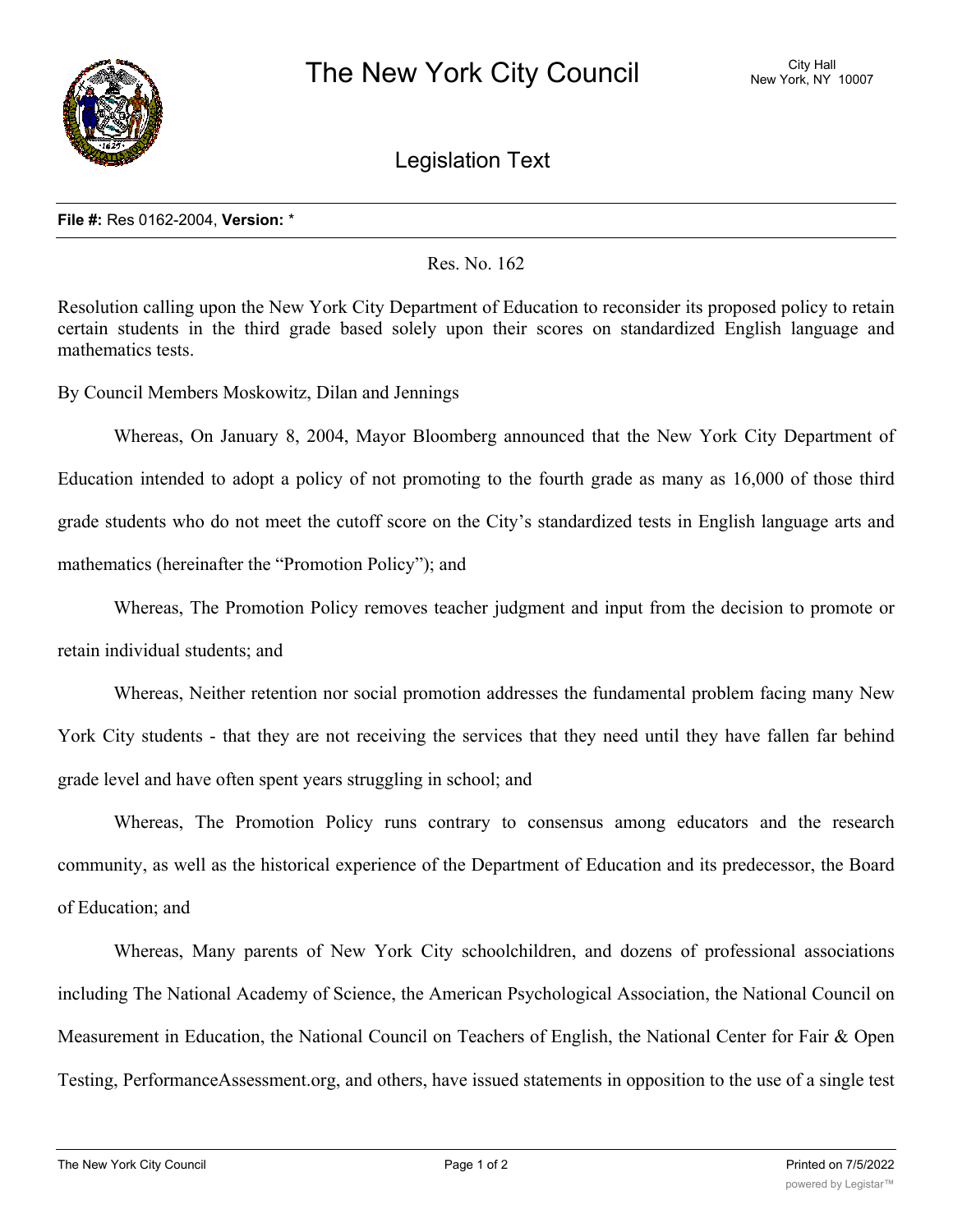# The New York City Council

City Hall
New York, NY 10007

## Legislation Text

**File #:** Res 0162-2004, **Version:** *

Res. No. 162

Resolution calling upon the New York City Department of Education to reconsider its proposed policy to retain certain students in the third grade based solely upon their scores on standardized English language and mathematics tests.

By Council Members Moskowitz, Dilan and Jennings

Whereas, On January 8, 2004, Mayor Bloomberg announced that the New York City Department of Education intended to adopt a policy of not promoting to the fourth grade as many as 16,000 of those third grade students who do not meet the cutoff score on the City's standardized tests in English language arts and mathematics (hereinafter the "Promotion Policy"); and

Whereas, The Promotion Policy removes teacher judgment and input from the decision to promote or retain individual students; and

Whereas, Neither retention nor social promotion addresses the fundamental problem facing many New York City students - that they are not receiving the services that they need until they have fallen far behind grade level and have often spent years struggling in school; and

Whereas, The Promotion Policy runs contrary to consensus among educators and the research community, as well as the historical experience of the Department of Education and its predecessor, the Board of Education; and

Whereas, Many parents of New York City schoolchildren, and dozens of professional associations including The National Academy of Science, the American Psychological Association, the National Council on Measurement in Education, the National Council on Teachers of English, the National Center for Fair & Open Testing, PerformanceAssessment.org, and others, have issued statements in opposition to the use of a single test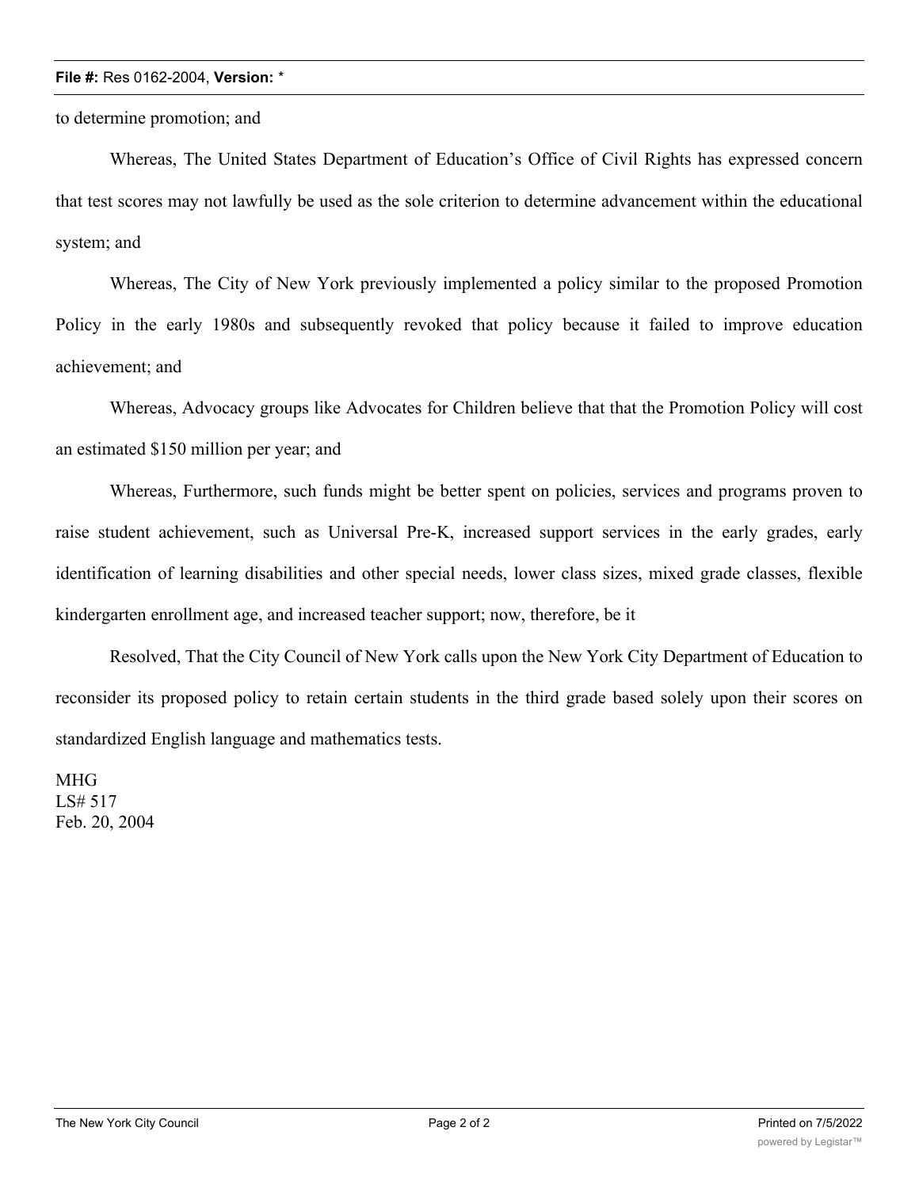to determine promotion; and

Whereas, The United States Department of Education's Office of Civil Rights has expressed concern that test scores may not lawfully be used as the sole criterion to determine advancement within the educational system; and

Whereas, The City of New York previously implemented a policy similar to the proposed Promotion Policy in the early 1980s and subsequently revoked that policy because it failed to improve education achievement; and

Whereas, Advocacy groups like Advocates for Children believe that that the Promotion Policy will cost an estimated $150 million per year; and

Whereas, Furthermore, such funds might be better spent on policies, services and programs proven to raise student achievement, such as Universal Pre-K, increased support services in the early grades, early identification of learning disabilities and other special needs, lower class sizes, mixed grade classes, flexible kindergarten enrollment age, and increased teacher support; now, therefore, be it

Resolved, That the City Council of New York calls upon the New York City Department of Education to reconsider its proposed policy to retain certain students in the third grade based solely upon their scores on standardized English language and mathematics tests.

MHG
LS# 517
Feb. 20, 2004